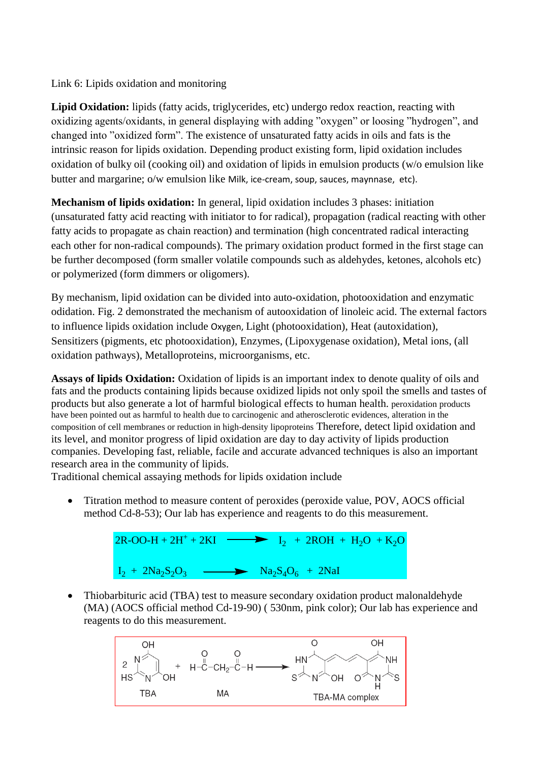Link 6: Lipids oxidation and monitoring

**Lipid Oxidation:** lipids (fatty acids, triglycerides, etc) undergo redox reaction, reacting with oxidizing agents/oxidants, in general displaying with adding ”oxygen” or loosing ”hydrogen”, and changed into ”oxidized form”. The existence of unsaturated fatty acids in oils and fats is the intrinsic reason for lipids oxidation. Depending product existing form, lipid oxidation includes oxidation of bulky oil (cooking oil) and oxidation of lipids in emulsion products (w/o emulsion like butter and margarine; o/w emulsion like Milk, ice-cream, soup, sauces, maynnase, etc).

**Mechanism of lipids oxidation:** In general, lipid oxidation includes 3 phases: initiation (unsaturated fatty acid reacting with initiator to for radical), propagation (radical reacting with other fatty acids to propagate as chain reaction) and termination (high concentrated radical interacting each other for non-radical compounds). The primary oxidation product formed in the first stage can be further decomposed (form smaller volatile compounds such as aldehydes, ketones, alcohols etc) or polymerized (form dimmers or oligomers).

By mechanism, lipid oxidation can be divided into auto-oxidation, photooxidation and enzymatic odidation. Fig. 2 demonstrated the mechanism of autooxidation of linoleic acid. The external factors to influence lipids oxidation include Oxygen, Light (photooxidation), Heat (autoxidation), Sensitizers (pigments, etc photooxidation), Enzymes, (Lipoxygenase oxidation), Metal ions, (all oxidation pathways), Metalloproteins, microorganisms, etc.

**Assays of lipids Oxidation:** Oxidation of lipids is an important index to denote quality of oils and fats and the products containing lipids because oxidized lipids not only spoil the smells and tastes of products but also generate a lot of harmful biological effects to human health. peroxidation products have been pointed out as harmful to health due to carcinogenic and atherosclerotic evidences, alteration in the composition of cell membranes or reduction in high-density lipoproteins Therefore, detect lipid oxidation and its level, and monitor progress of lipid oxidation are day to day activity of lipids production companies. Developing fast, reliable, facile and accurate advanced techniques is also an important research area in the community of lipids.

Traditional chemical assaying methods for lipids oxidation include

- Titration method to measure content of peroxides (peroxide value, POV, AOCS official method Cd-8-53); Our lab has experience and reagents to do this measurement.

$$2R\text{-}OO\text{-}H + 2H^+ + 2KI \longrightarrow I_2 + 2ROH + H_2O + K_2O$$

$$I_2 + 2Na_2S_2O_3 \longrightarrow Na_2S_4O_6 + 2NaI$$

- Thiobarbituric acid (TBA) test to measure secondary oxidation product malonaldehyde (MA) (AOCS official method Cd-19-90) ( 530nm, pink color); Our lab has experience and reagents to do this measurement.

2 TBA + MA ($H\text{-}C(=O)\text{-}CH_2\text{-}C(=O)\text{-}H$) ⟶ TBA-MA complex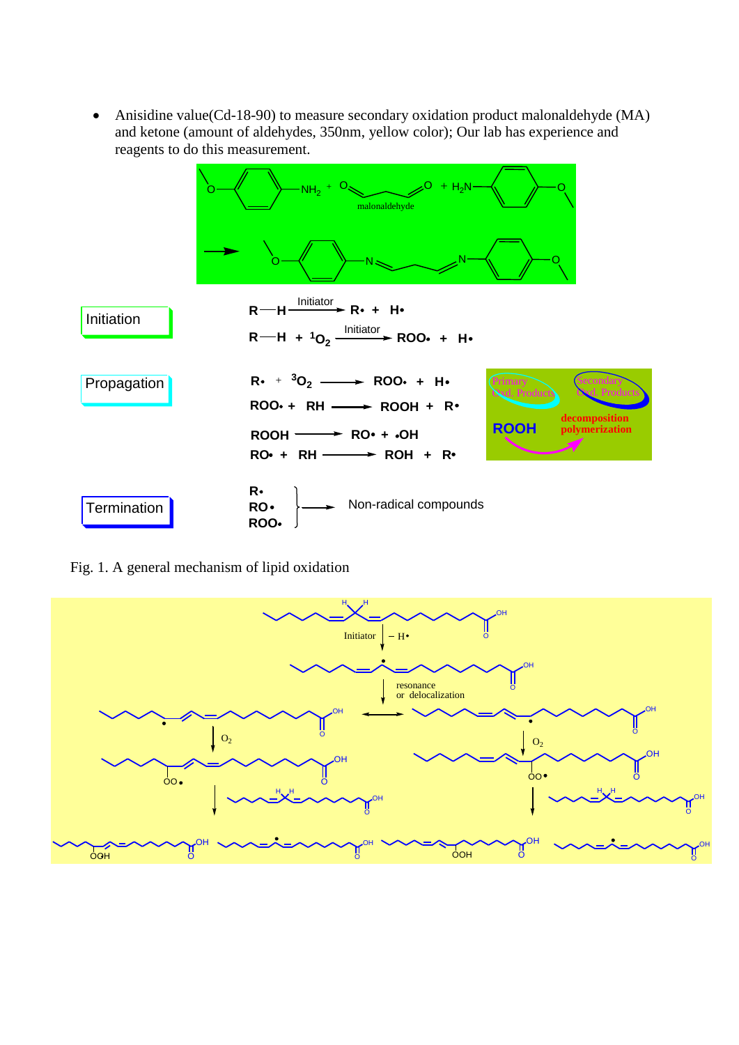- Anisidine value(Cd-18-90) to measure secondary oxidation product malonaldehyde (MA) and ketone (amount of aldehydes, 350nm, yellow color); Our lab has experience and reagents to do this measurement.

**Initiation**

$$R{-}H \xrightarrow{\text{Initiator}} R\bullet + H\bullet$$

$$R{-}H + {}^{1}O_2 \xrightarrow{\text{Initiator}} ROO\bullet + H\bullet$$

**Propagation**

$$R\bullet + {}^{3}O_2 \longrightarrow ROO\bullet + H\bullet$$

$$ROO\bullet + RH \longrightarrow ROOH + R\bullet$$

$$ROOH \longrightarrow RO\bullet + \bullet OH$$

$$RO\bullet + RH \longrightarrow ROH + R\bullet$$

Primary Oxd. Products — ROOH — decomposition, polymerization — Secondary Oxd. Products

**Termination**

$R\bullet$, $RO\bullet$, $ROO\bullet$ → Non-radical compounds

Fig. 1. A general mechanism of lipid oxidation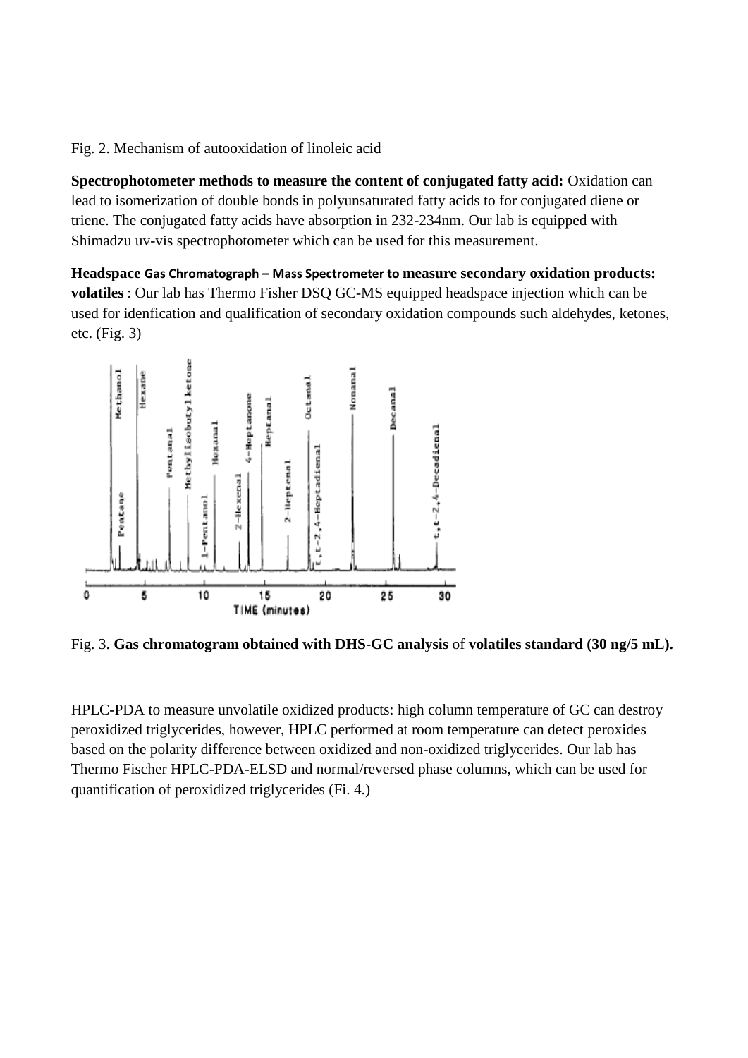Fig. 2. Mechanism of autooxidation of linoleic acid

**Spectrophotometer methods to measure the content of conjugated fatty acid:** Oxidation can lead to isomerization of double bonds in polyunsaturated fatty acids to for conjugated diene or triene. The conjugated fatty acids have absorption in 232-234nm. Our lab is equipped with Shimadzu uv-vis spectrophotometer which can be used for this measurement.

**Headspace Gas Chromatograph – Mass Spectrometer to measure secondary oxidation products: volatiles** : Our lab has Thermo Fisher DSQ GC-MS equipped headspace injection which can be used for idenfication and qualification of secondary oxidation compounds such aldehydes, ketones, etc. (Fig. 3)

Fig. 3. **Gas chromatogram obtained with DHS-GC analysis** of **volatiles standard (30 ng/5 mL).**

HPLC-PDA to measure unvolatile oxidized products: high column temperature of GC can destroy peroxidized triglycerides, however, HPLC performed at room temperature can detect peroxides based on the polarity difference between oxidized and non-oxidized triglycerides. Our lab has Thermo Fischer HPLC-PDA-ELSD and normal/reversed phase columns, which can be used for quantification of peroxidized triglycerides (Fi. 4.)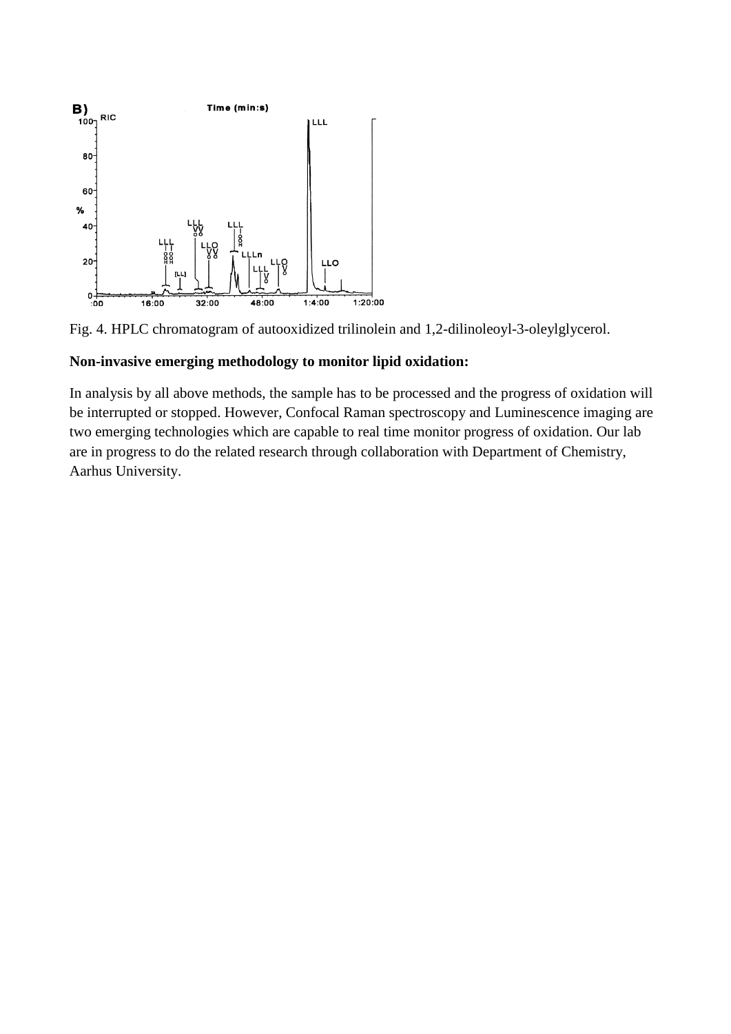B)

Time (min:s)

RIC

100

80

60

%

40

20

0

:00

16:00

32:00

48:00

1:4:00

1:20:00

LLL

LLO

LLLn

[LL]

Fig. 4. HPLC chromatogram of autooxidized trilinolein and 1,2-dilinoleoyl-3-oleylglycerol.

**Non-invasive emerging methodology to monitor lipid oxidation:**

In analysis by all above methods, the sample has to be processed and the progress of oxidation will be interrupted or stopped. However, Confocal Raman spectroscopy and Luminescence imaging are two emerging technologies which are capable to real time monitor progress of oxidation. Our lab are in progress to do the related research through collaboration with Department of Chemistry, Aarhus University.